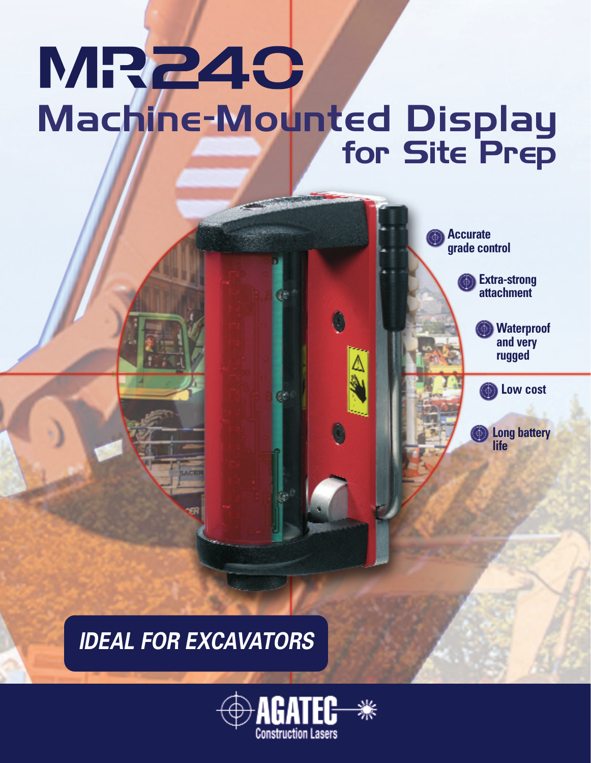# MR240

## Machine-Mounted Display for Site Prep

- Accurate grade control
- Extra-strong attachment
- Waterproof and very rugged
- Low cost
- Long battery life

**IDEAL FOR EXCAVATORS**

AGATEC
Construction Lasers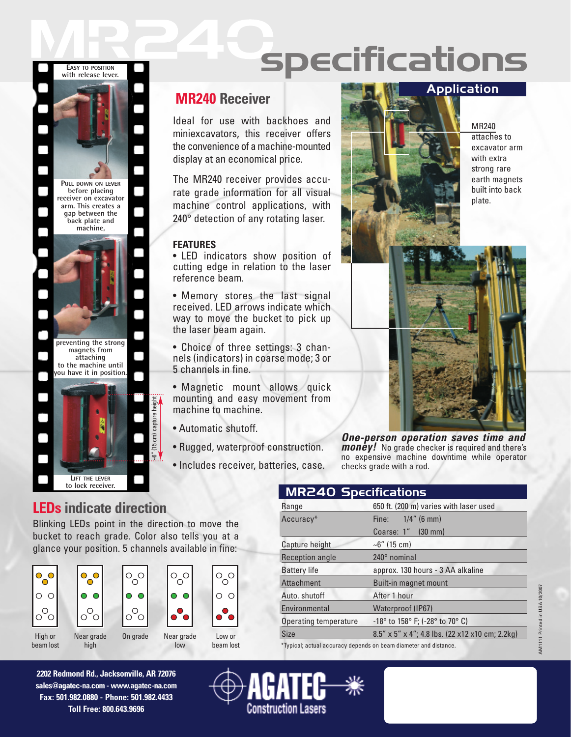# MR240 specifications

Easy to position with release lever.

Pull down on lever before placing receiver on excavator arm. This creates a gap between the back plate and machine,

preventing the strong magnets from attaching to the machine until you have it in position.

~6" (15 cm) capture height

Lift the lever to lock receiver.

## MR240 Receiver

Ideal for use with backhoes and miniexcavators, this receiver offers the convenience of a machine-mounted display at an economical price.

The MR240 receiver provides accurate grade information for all visual machine control applications, with 240° detection of any rotating laser.

### FEATURES

- LED indicators show position of cutting edge in relation to the laser reference beam.
- Memory stores the last signal received. LED arrows indicate which way to move the bucket to pick up the laser beam again.
- Choice of three settings: 3 channels (indicators) in coarse mode; 3 or 5 channels in fine.
- Magnetic mount allows quick mounting and easy movement from machine to machine.
- Automatic shutoff.
- Rugged, waterproof construction.
- Includes receiver, batteries, case.

## Application

MR240 attaches to excavator arm with extra strong rare earth magnets built into back plate.

***One-person operation saves time and money!*** No grade checker is required and there's no expensive machine downtime while operator checks grade with a rod.

## LEDs indicate direction

Blinking LEDs point in the direction to move the bucket to reach grade. Color also tells you at a glance your position. 5 channels available in fine:

High or beam lost

Near grade high

On grade

Near grade low

Low or beam lost

## MR240 Specifications

| | |
|---|---|
| Range | 650 ft. (200 m) varies with laser used |
| Accuracy* | Fine: 1/4" (6 mm) |
| | Coarse: 1" (30 mm) |
| Capture height | ~6" (15 cm) |
| Reception angle | 240° nominal |
| Battery life | approx. 130 hours - 3 AA alkaline |
| Attachment | Built-in magnet mount |
| Auto. shutoff | After 1 hour |
| Environmental | Waterproof (IP67) |
| Operating temperature | -18° to 158° F; (-28° to 70° C) |
| Size | 8.5" x 5" x 4"; 4.8 lbs. (22 x12 x10 cm; 2.2kg) |

*Typical; actual accuracy depends on beam diameter and distance.

AM1111 Printed in USA 10/2007

2202 Redmond Rd., Jacksonville, AR 72076
sales@agatec-na.com - www.agatec-na.com
Fax: 501.982.0880 - Phone: 501.982.4433
Toll Free: 800.643.9696

AGATEC Construction Lasers